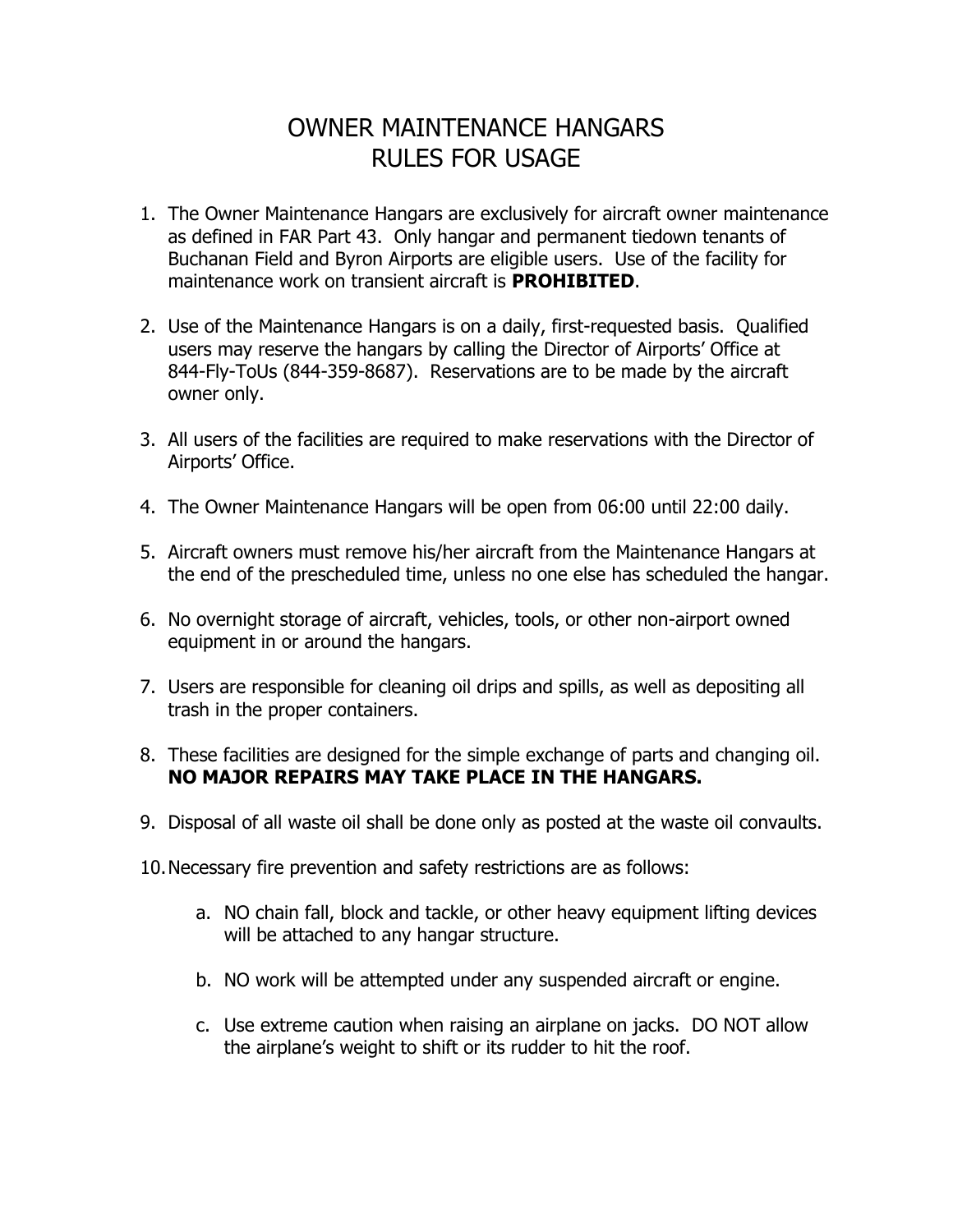# OWNER MAINTENANCE HANGARS
# RULES FOR USAGE

1. The Owner Maintenance Hangars are exclusively for aircraft owner maintenance as defined in FAR Part 43. Only hangar and permanent tiedown tenants of Buchanan Field and Byron Airports are eligible users. Use of the facility for maintenance work on transient aircraft is **PROHIBITED**.

2. Use of the Maintenance Hangars is on a daily, first-requested basis. Qualified users may reserve the hangars by calling the Director of Airports' Office at 844-Fly-ToUs (844-359-8687). Reservations are to be made by the aircraft owner only.

3. All users of the facilities are required to make reservations with the Director of Airports' Office.

4. The Owner Maintenance Hangars will be open from 06:00 until 22:00 daily.

5. Aircraft owners must remove his/her aircraft from the Maintenance Hangars at the end of the prescheduled time, unless no one else has scheduled the hangar.

6. No overnight storage of aircraft, vehicles, tools, or other non-airport owned equipment in or around the hangars.

7. Users are responsible for cleaning oil drips and spills, as well as depositing all trash in the proper containers.

8. These facilities are designed for the simple exchange of parts and changing oil. **NO MAJOR REPAIRS MAY TAKE PLACE IN THE HANGARS.**

9. Disposal of all waste oil shall be done only as posted at the waste oil convaults.

10. Necessary fire prevention and safety restrictions are as follows:

    a. NO chain fall, block and tackle, or other heavy equipment lifting devices will be attached to any hangar structure.

    b. NO work will be attempted under any suspended aircraft or engine.

    c. Use extreme caution when raising an airplane on jacks. DO NOT allow the airplane's weight to shift or its rudder to hit the roof.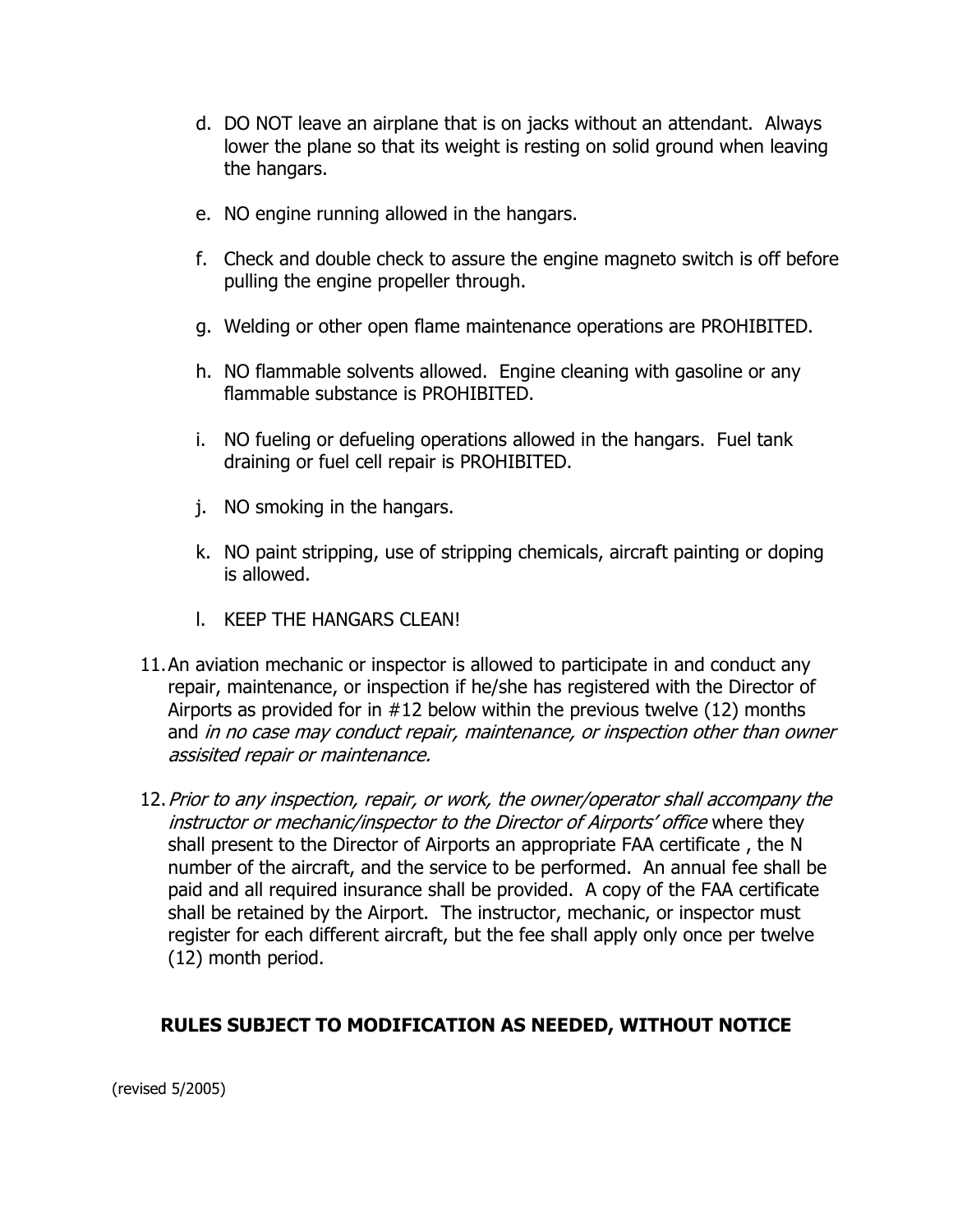d. DO NOT leave an airplane that is on jacks without an attendant. Always lower the plane so that its weight is resting on solid ground when leaving the hangars.

e. NO engine running allowed in the hangars.

f. Check and double check to assure the engine magneto switch is off before pulling the engine propeller through.

g. Welding or other open flame maintenance operations are PROHIBITED.

h. NO flammable solvents allowed. Engine cleaning with gasoline or any flammable substance is PROHIBITED.

i. NO fueling or defueling operations allowed in the hangars. Fuel tank draining or fuel cell repair is PROHIBITED.

j. NO smoking in the hangars.

k. NO paint stripping, use of stripping chemicals, aircraft painting or doping is allowed.

l. KEEP THE HANGARS CLEAN!

11. An aviation mechanic or inspector is allowed to participate in and conduct any repair, maintenance, or inspection if he/she has registered with the Director of Airports as provided for in #12 below within the previous twelve (12) months and *in no case may conduct repair, maintenance, or inspection other than owner assisited repair or maintenance.*

12. *Prior to any inspection, repair, or work, the owner/operator shall accompany the instructor or mechanic/inspector to the Director of Airports' office* where they shall present to the Director of Airports an appropriate FAA certificate , the N number of the aircraft, and the service to be performed. An annual fee shall be paid and all required insurance shall be provided. A copy of the FAA certificate shall be retained by the Airport. The instructor, mechanic, or inspector must register for each different aircraft, but the fee shall apply only once per twelve (12) month period.

**RULES SUBJECT TO MODIFICATION AS NEEDED, WITHOUT NOTICE**

(revised 5/2005)